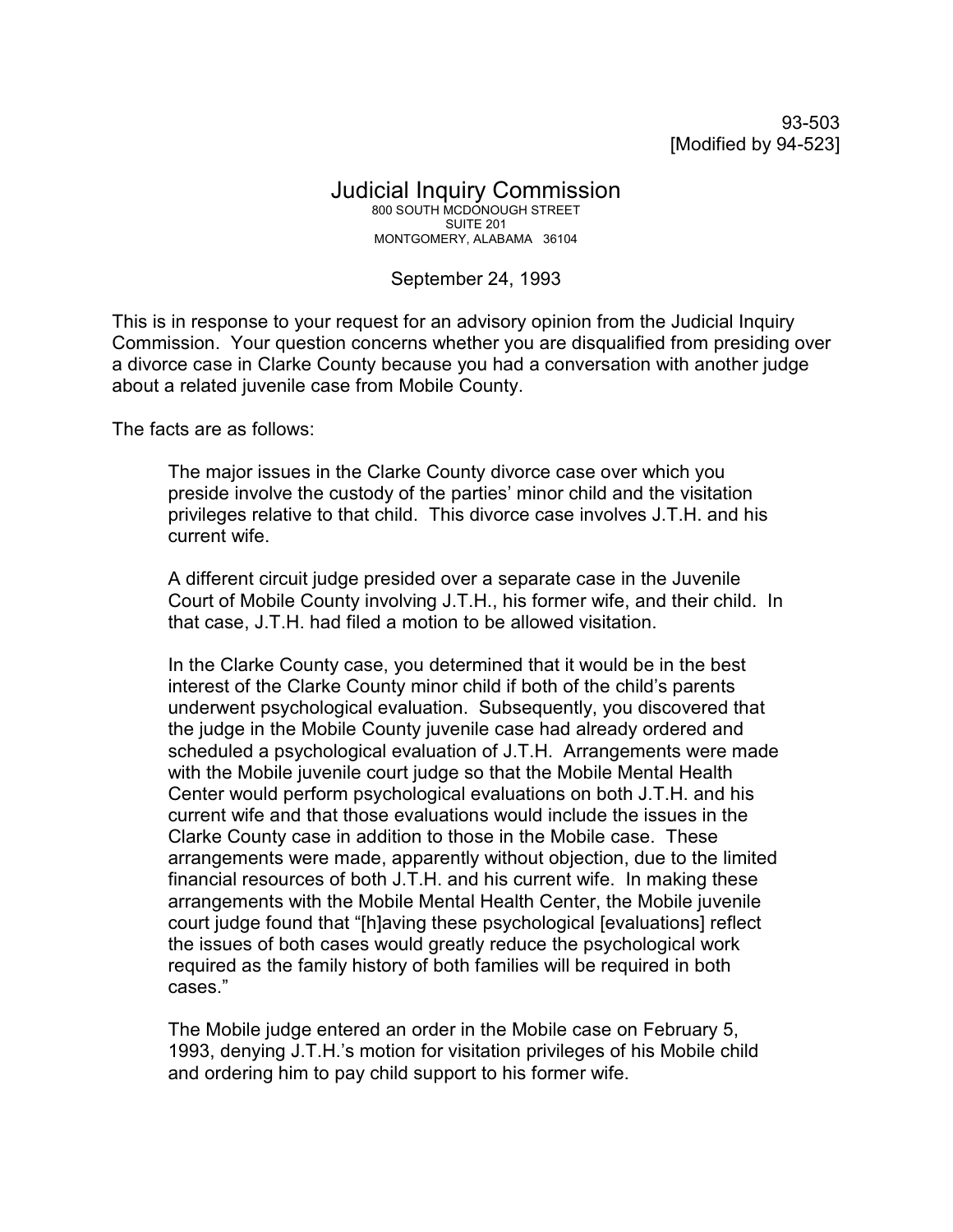93-503
[Modified by 94-523]

# Judicial Inquiry Commission

800 SOUTH MCDONOUGH STREET
SUITE 201
MONTGOMERY, ALABAMA 36104

September 24, 1993

This is in response to your request for an advisory opinion from the Judicial Inquiry Commission. Your question concerns whether you are disqualified from presiding over a divorce case in Clarke County because you had a conversation with another judge about a related juvenile case from Mobile County.

The facts are as follows:

> The major issues in the Clarke County divorce case over which you preside involve the custody of the parties' minor child and the visitation privileges relative to that child. This divorce case involves J.T.H. and his current wife.
>
> A different circuit judge presided over a separate case in the Juvenile Court of Mobile County involving J.T.H., his former wife, and their child. In that case, J.T.H. had filed a motion to be allowed visitation.
>
> In the Clarke County case, you determined that it would be in the best interest of the Clarke County minor child if both of the child's parents underwent psychological evaluation. Subsequently, you discovered that the judge in the Mobile County juvenile case had already ordered and scheduled a psychological evaluation of J.T.H. Arrangements were made with the Mobile juvenile court judge so that the Mobile Mental Health Center would perform psychological evaluations on both J.T.H. and his current wife and that those evaluations would include the issues in the Clarke County case in addition to those in the Mobile case. These arrangements were made, apparently without objection, due to the limited financial resources of both J.T.H. and his current wife. In making these arrangements with the Mobile Mental Health Center, the Mobile juvenile court judge found that "[h]aving these psychological [evaluations] reflect the issues of both cases would greatly reduce the psychological work required as the family history of both families will be required in both cases."
>
> The Mobile judge entered an order in the Mobile case on February 5, 1993, denying J.T.H.'s motion for visitation privileges of his Mobile child and ordering him to pay child support to his former wife.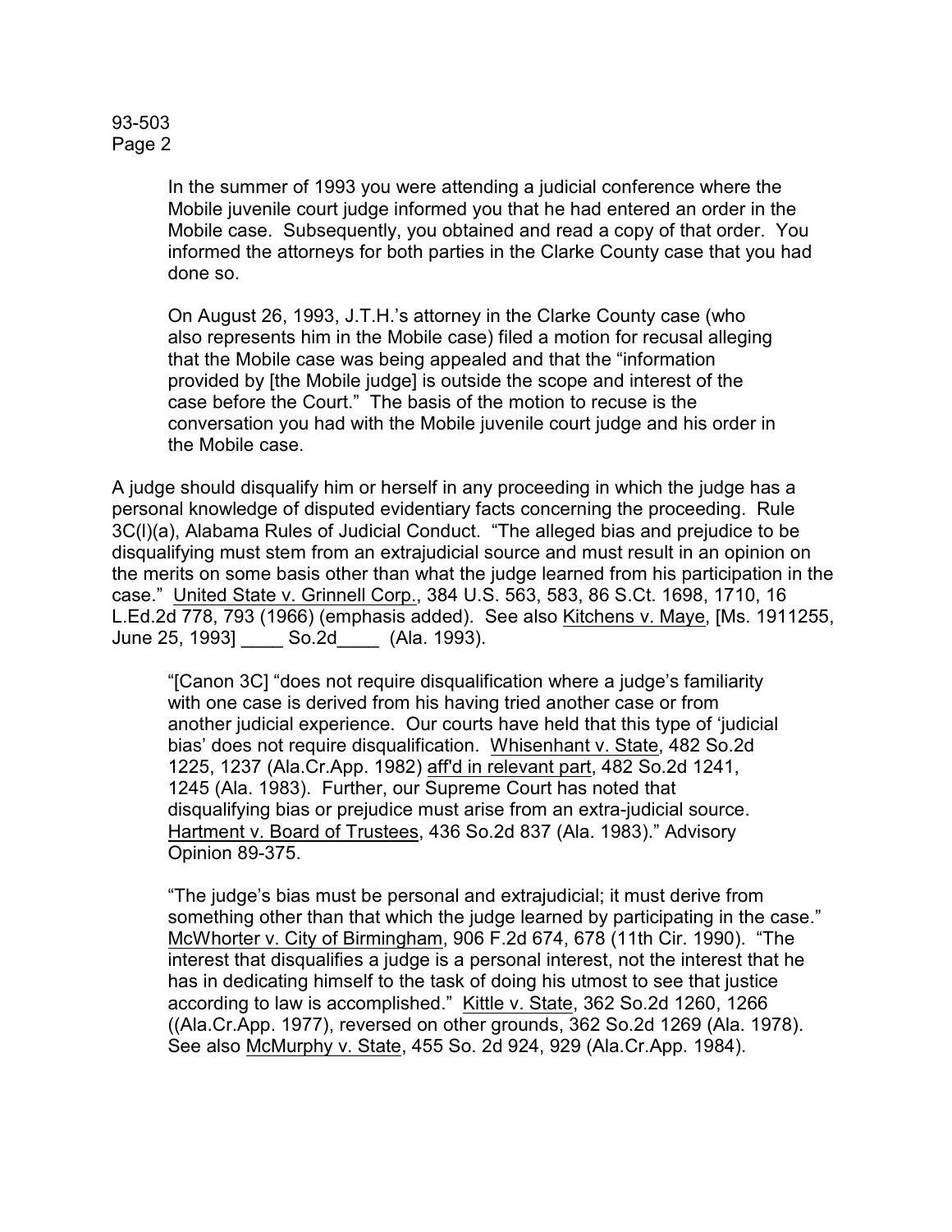In the summer of 1993 you were attending a judicial conference where the Mobile juvenile court judge informed you that he had entered an order in the Mobile case. Subsequently, you obtained and read a copy of that order. You informed the attorneys for both parties in the Clarke County case that you had done so.

On August 26, 1993, J.T.H.'s attorney in the Clarke County case (who also represents him in the Mobile case) filed a motion for recusal alleging that the Mobile case was being appealed and that the "information provided by [the Mobile judge] is outside the scope and interest of the case before the Court." The basis of the motion to recuse is the conversation you had with the Mobile juvenile court judge and his order in the Mobile case.

A judge should disqualify him or herself in any proceeding in which the judge has a personal knowledge of disputed evidentiary facts concerning the proceeding. Rule 3C(l)(a), Alabama Rules of Judicial Conduct. "The alleged bias and prejudice to be disqualifying must stem from an extrajudicial source and must result in an opinion on the merits on some basis other than what the judge learned from his participation in the case." United State v. Grinnell Corp., 384 U.S. 563, 583, 86 S.Ct. 1698, 1710, 16 L.Ed.2d 778, 793 (1966) (emphasis added). See also Kitchens v. Maye, [Ms. 1911255, June 25, 1993] ____ So.2d____ (Ala. 1993).

> "[Canon 3C] "does not require disqualification where a judge's familiarity with one case is derived from his having tried another case or from another judicial experience. Our courts have held that this type of 'judicial bias' does not require disqualification. Whisenhant v. State, 482 So.2d 1225, 1237 (Ala.Cr.App. 1982) aff'd in relevant part, 482 So.2d 1241, 1245 (Ala. 1983). Further, our Supreme Court has noted that disqualifying bias or prejudice must arise from an extra-judicial source. Hartment v. Board of Trustees, 436 So.2d 837 (Ala. 1983)." Advisory Opinion 89-375.
>
> "The judge's bias must be personal and extrajudicial; it must derive from something other than that which the judge learned by participating in the case." McWhorter v. City of Birmingham, 906 F.2d 674, 678 (11th Cir. 1990). "The interest that disqualifies a judge is a personal interest, not the interest that he has in dedicating himself to the task of doing his utmost to see that justice according to law is accomplished." Kittle v. State, 362 So.2d 1260, 1266 ((Ala.Cr.App. 1977), reversed on other grounds, 362 So.2d 1269 (Ala. 1978). See also McMurphy v. State, 455 So. 2d 924, 929 (Ala.Cr.App. 1984).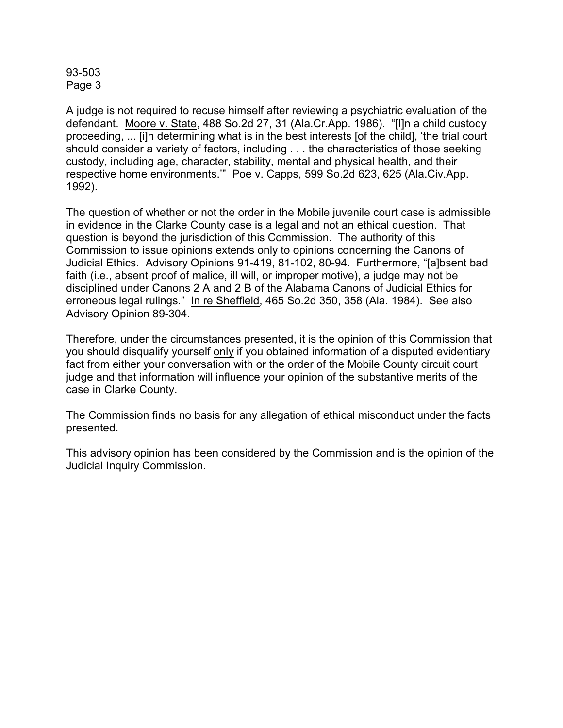A judge is not required to recuse himself after reviewing a psychiatric evaluation of the defendant. Moore v. State, 488 So.2d 27, 31 (Ala.Cr.App. 1986). "[I]n a child custody proceeding, ... [i]n determining what is in the best interests [of the child], 'the trial court should consider a variety of factors, including . . . the characteristics of those seeking custody, including age, character, stability, mental and physical health, and their respective home environments.'" Poe v. Capps, 599 So.2d 623, 625 (Ala.Civ.App. 1992).

The question of whether or not the order in the Mobile juvenile court case is admissible in evidence in the Clarke County case is a legal and not an ethical question. That question is beyond the jurisdiction of this Commission. The authority of this Commission to issue opinions extends only to opinions concerning the Canons of Judicial Ethics. Advisory Opinions 91-419, 81-102, 80-94. Furthermore, "[a]bsent bad faith (i.e., absent proof of malice, ill will, or improper motive), a judge may not be disciplined under Canons 2 A and 2 B of the Alabama Canons of Judicial Ethics for erroneous legal rulings." In re Sheffield, 465 So.2d 350, 358 (Ala. 1984). See also Advisory Opinion 89-304.

Therefore, under the circumstances presented, it is the opinion of this Commission that you should disqualify yourself only if you obtained information of a disputed evidentiary fact from either your conversation with or the order of the Mobile County circuit court judge and that information will influence your opinion of the substantive merits of the case in Clarke County.

The Commission finds no basis for any allegation of ethical misconduct under the facts presented.

This advisory opinion has been considered by the Commission and is the opinion of the Judicial Inquiry Commission.